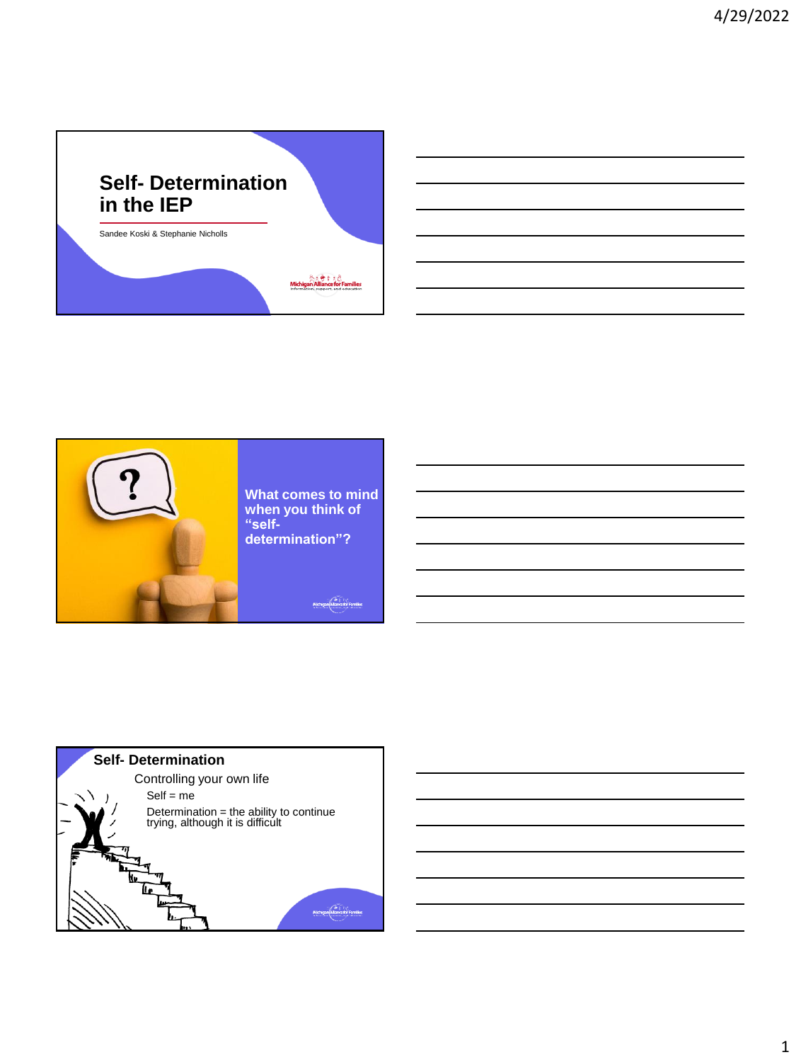# Self- Determination in the IEP

Sandee Koski & Stephanie Nicholls

Michigan Alliance for Families

---

**What comes to mind when you think of "self-determination"?**

---

## Self- Determination

Controlling your own life

- Self = me
- Determination = the ability to continue trying, although it is difficult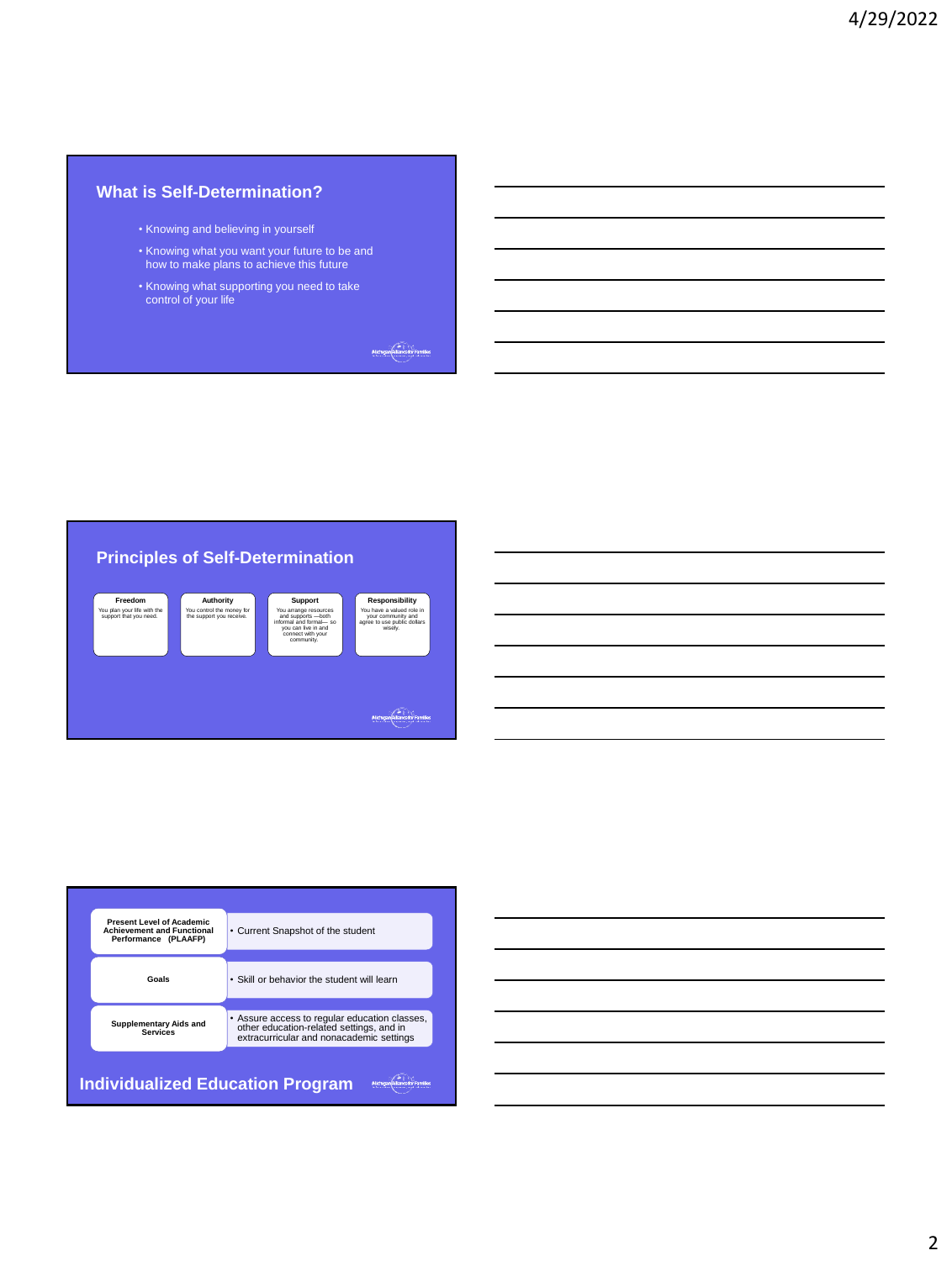## What is Self-Determination?

- Knowing and believing in yourself
- Knowing what you want your future to be and how to make plans to achieve this future
- Knowing what supporting you need to take control of your life

## Principles of Self-Determination

| Freedom | Authority | Support | Responsibility |
|---|---|---|---|
| You plan your life with the support that you need. | You control the money for the support you receive. | You arrange resources and supports —both informal and formal— so you can live in and connect with your community. | You have a valued role in your community and agree to use public dollars wisely. |

## Individualized Education Program

| | |
|---|---|
| **Present Level of Academic Achievement and Functional Performance (PLAAFP)** | • Current Snapshot of the student |
| **Goals** | • Skill or behavior the student will learn |
| **Supplementary Aids and Services** | • Assure access to regular education classes, other education-related settings, and in extracurricular and nonacademic settings |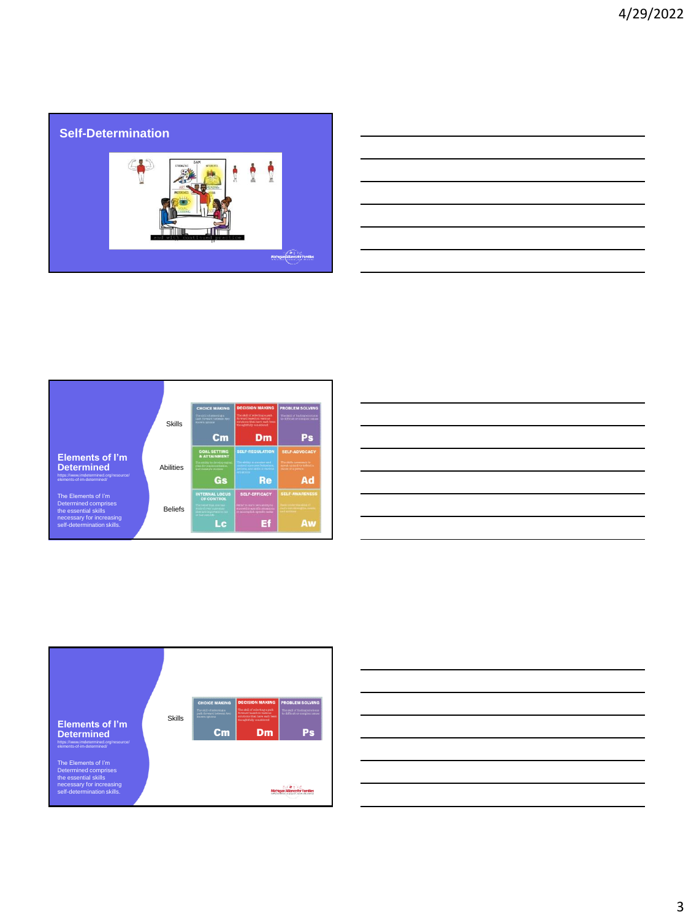## Self-Determination

end with continued practice

## Elements of I'm Determined

https://www.imdetermined.org/resource/elements-of-im-determined/

The Elements of I'm Determined comprises the essential skills necessary for increasing self-determination skills.

| | | | |
|---|---|---|---|
| Skills | CHOICE MAKING<br>Cm | DECISION MAKING<br>Dm | PROBLEM SOLVING<br>Ps |
| Abilities | GOAL SETTING & ATTAINMENT<br>Gs | SELF-REGULATION<br>Re | SELF-ADVOCACY<br>Ad |
| Beliefs | INTERNAL LOCUS OF CONTROL<br>Lc | SELF-EFFICACY<br>Ef | SELF-AWARENESS<br>Aw |

## Elements of I'm Determined

https://www.imdetermined.org/resource/elements-of-im-determined/

The Elements of I'm Determined comprises the essential skills necessary for increasing self-determination skills.

| | | | |
|---|---|---|---|
| Skills | CHOICE MAKING<br>Cm | DECISION MAKING<br>Dm | PROBLEM SOLVING<br>Ps |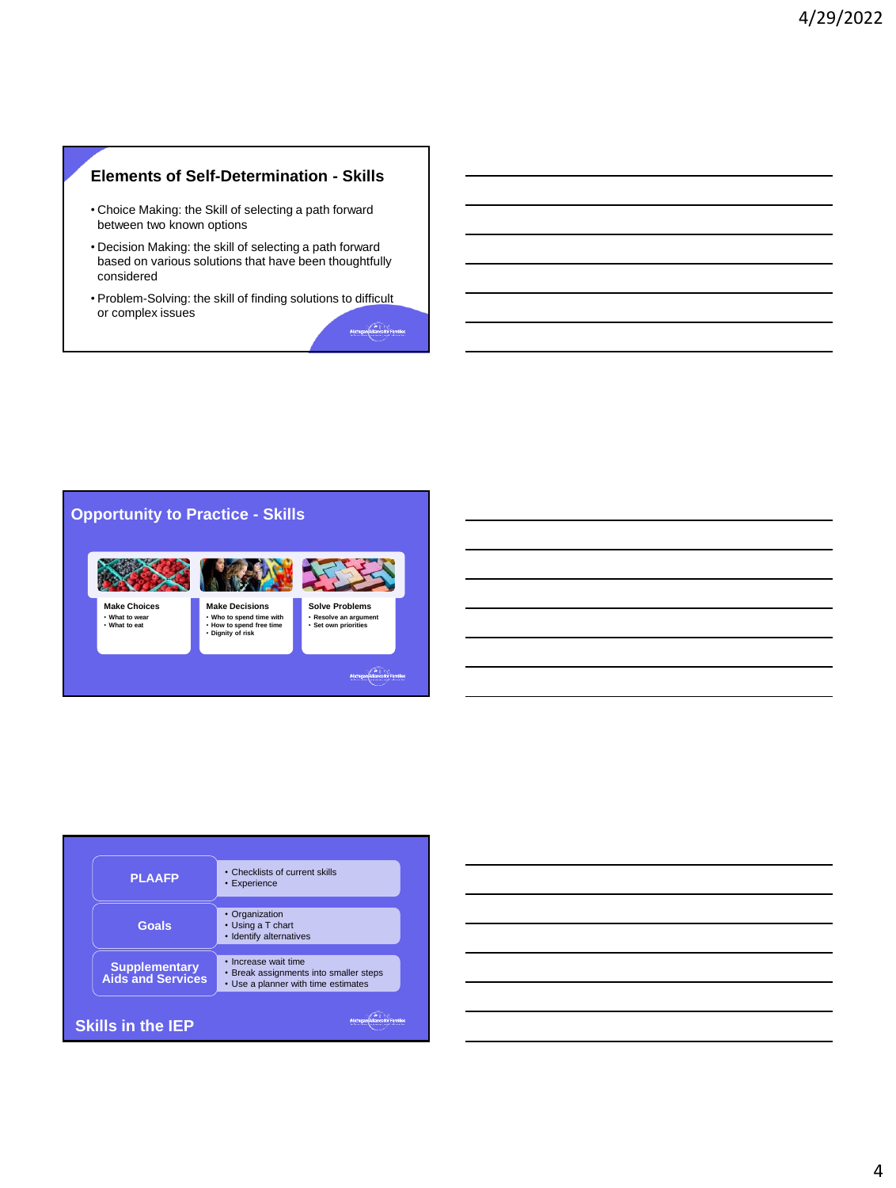## Elements of Self-Determination - Skills

- Choice Making: the Skill of selecting a path forward between two known options
- Decision Making: the skill of selecting a path forward based on various solutions that have been thoughtfully considered
- Problem-Solving: the skill of finding solutions to difficult or complex issues

## Opportunity to Practice - Skills

**Make Choices**
- What to wear
- What to eat

**Make Decisions**
- Who to spend time with
- How to spend free time
- Dignity of risk

**Solve Problems**
- Resolve an argument
- Set own priorities

## Skills in the IEP

**PLAAFP**
- Checklists of current skills
- Experience

**Goals**
- Organization
- Using a T chart
- Identify alternatives

**Supplementary Aids and Services**
- Increase wait time
- Break assignments into smaller steps
- Use a planner with time estimates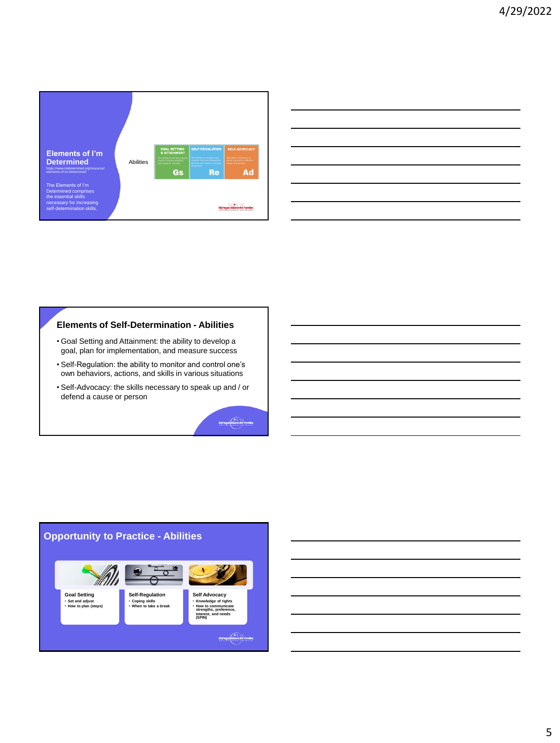## Elements of I'm Determined

https://www.imdetermined.org/resource/elements-of-im-determined/

The Elements of I'm Determined comprises the essential skills necessary for increasing self-determination skills.

Abilities

| GOAL SETTING & ATTAINMENT | SELF-REGULATION | SELF-ADVOCACY |
| --- | --- | --- |
| Gs | Re | Ad |

## Elements of Self-Determination - Abilities

- Goal Setting and Attainment: the ability to develop a goal, plan for implementation, and measure success
- Self-Regulation: the ability to monitor and control one's own behaviors, actions, and skills in various situations
- Self-Advocacy: the skills necessary to speak up and / or defend a cause or person

## Opportunity to Practice - Abilities

**Goal Setting**
- Set and adjust
- How to plan (steps)

**Self-Regulation**
- Coping skills
- When to take a break

**Self Advocacy**
- Knowledge of rights
- How to communicate strengths, preference, interest, and needs (SPIN)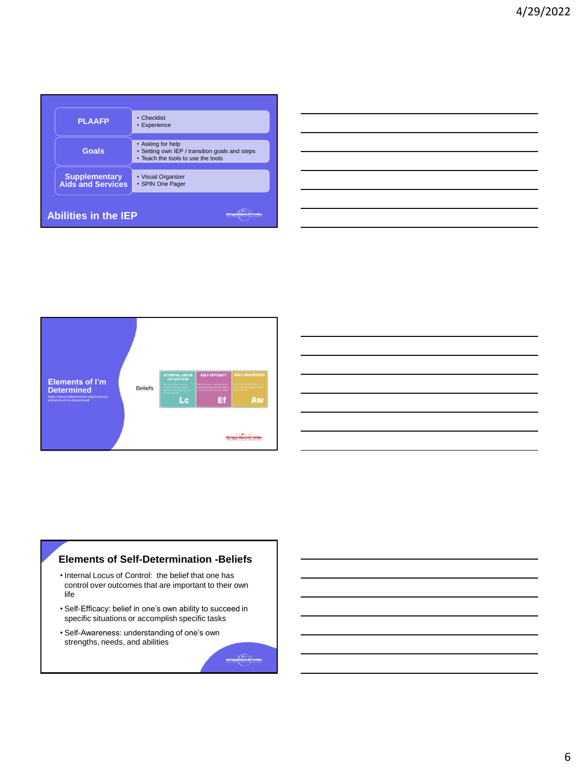## Abilities in the IEP

| | |
|---|---|
| PLAAFP | • Checklist<br>• Experience |
| Goals | • Asking for help<br>• Setting own IEP / transition goals and steps<br>• Teach the tools to use the tools |
| Supplementary Aids and Services | • Visual Organizer<br>• SPIN One Pager |

Michigan Alliance for Families

## Elements of I'm Determined

https://www.imdetermined.org/resource/elements-of-im-determined/

Beliefs

| INTERNAL LOCUS OF CONTROL | SELF-EFFICACY | SELF-AWARENESS |
|---|---|---|
| Lc | Ef | Aw |

Michigan Alliance for Families

## Elements of Self-Determination -Beliefs

- Internal Locus of Control: the belief that one has control over outcomes that are important to their own life
- Self-Efficacy: belief in one's own ability to succeed in specific situations or accomplish specific tasks
- Self-Awareness: understanding of one's own strengths, needs, and abilities

Michigan Alliance for Families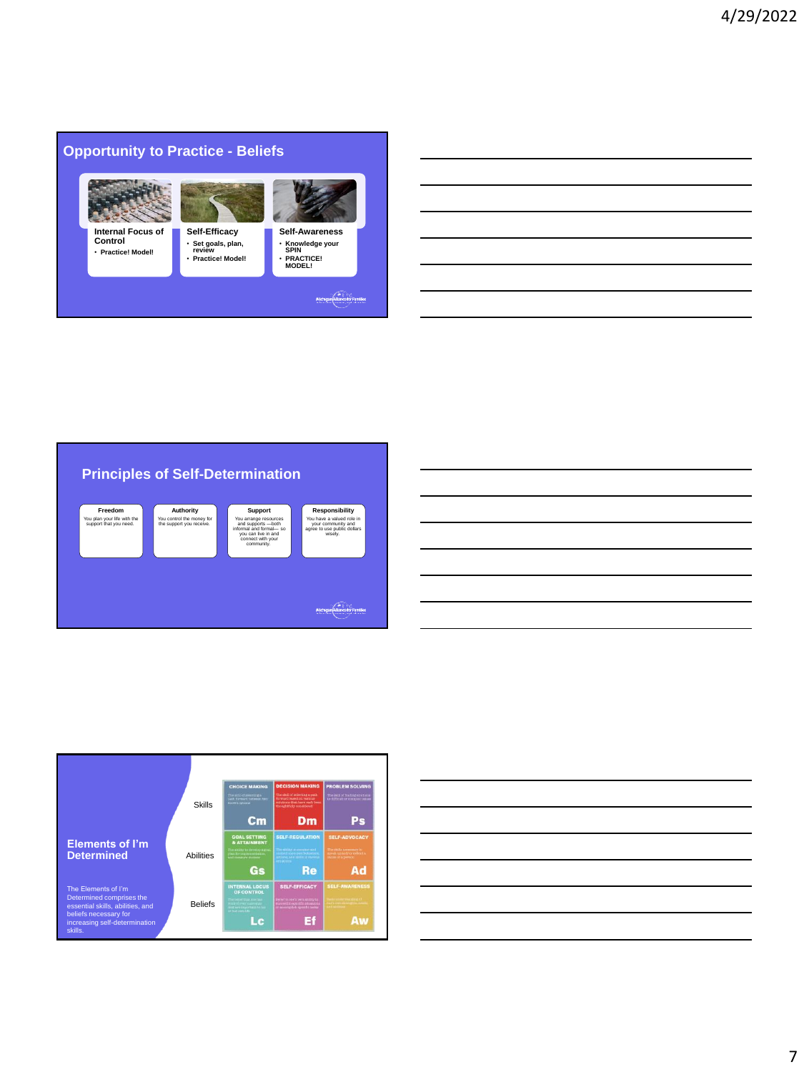## Opportunity to Practice - Beliefs

**Internal Focus of Control**
- Practice! Model!

**Self-Efficacy**
- Set goals, plan, review
- Practice! Model!

**Self-Awareness**
- Knowledge your SPIN
- PRACTICE! MODEL!

## Principles of Self-Determination

**Freedom**
You plan your life with the support that you need.

**Authority**
You control the money for the support you receive.

**Support**
You arrange resources and supports —both informal and formal— so you can live in and connect with your community.

**Responsibility**
You have a valued role in your community and agree to use public dollars wisely.

## Elements of I'm Determined

The Elements of I'm Determined comprises the essential skills, abilities, and beliefs necessary for increasing self-determination skills.

| | | | |
|---|---|---|---|
| Skills | CHOICE MAKING (Cm) | DECISION MAKING (Dm) | PROBLEM SOLVING (Ps) |
| Abilities | GOAL SETTING & ATTAINMENT (Gs) | SELF-REGULATION (Re) | SELF-ADVOCACY (Ad) |
| Beliefs | INTERNAL LOCUS OF CONTROL (Lc) | SELF-EFFICACY (Ef) | SELF-AWARENESS (Aw) |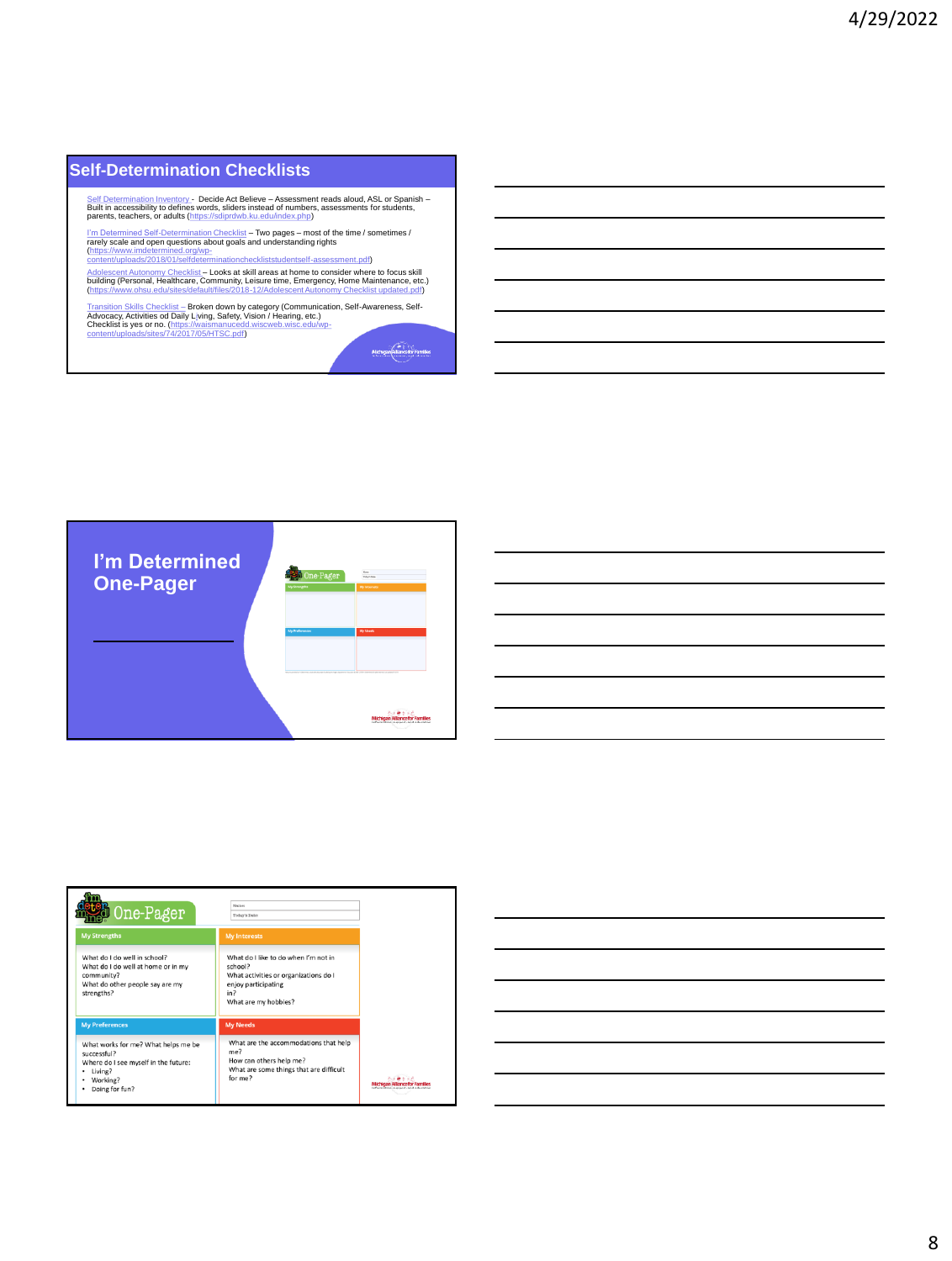## Self-Determination Checklists

Self Determination Inventory - Decide Act Believe – Assessment reads aloud, ASL or Spanish – Built in accessibility to defines words, sliders instead of numbers, assessments for students, parents, teachers, or adults (https://sdiprdwb.ku.edu/index.php)

I'm Determined Self-Determination Checklist – Two pages – most of the time / sometimes / rarely scale and open questions about goals and understanding rights (https://www.imdetermined.org/wp-content/uploads/2018/01/selfdeterminationchecklistsstudentself-assessment.pdf)

Adolescent Autonomy Checklist – Looks at skill areas at home to consider where to focus skill building (Personal, Healthcare, Community, Leisure time, Emergency, Home Maintenance, etc.) (https://www.ohsu.edu/sites/default/files/2018-12/Adolescent Autonomy Checklist updated.pdf)

Transition Skills Checklist – Broken down by category (Communication, Self-Awareness, Self-Advocacy, Activities od Daily Living, Safety, Vision / Hearing, etc.) Checklist is yes or no. (https://waismanucedd.wiscweb.wisc.edu/wp-content/uploads/sites/74/2017/05/HTSC.pdf)

Michigan Alliance for Families

## I'm Determined One-Pager

Michigan Alliance for Families

## One-Pager

Name:

Today's Date:

| My Strengths | My Interests |
|---|---|
| What do I do well in school?<br>What do I do well at home or in my community?<br>What do other people say are my strengths? | What do I like to do when I'm not in school?<br>What activities or organizations do I enjoy participating in?<br>What are my hobbies? |
| **My Preferences** | **My Needs** |
| What works for me? What helps me be successful?<br>Where do I see myself in the future:<br>• Living?<br>• Working?<br>• Doing for fun? | What are the accommodations that help me?<br>How can others help me?<br>What are some things that are difficult for me? |

Michigan Alliance for Families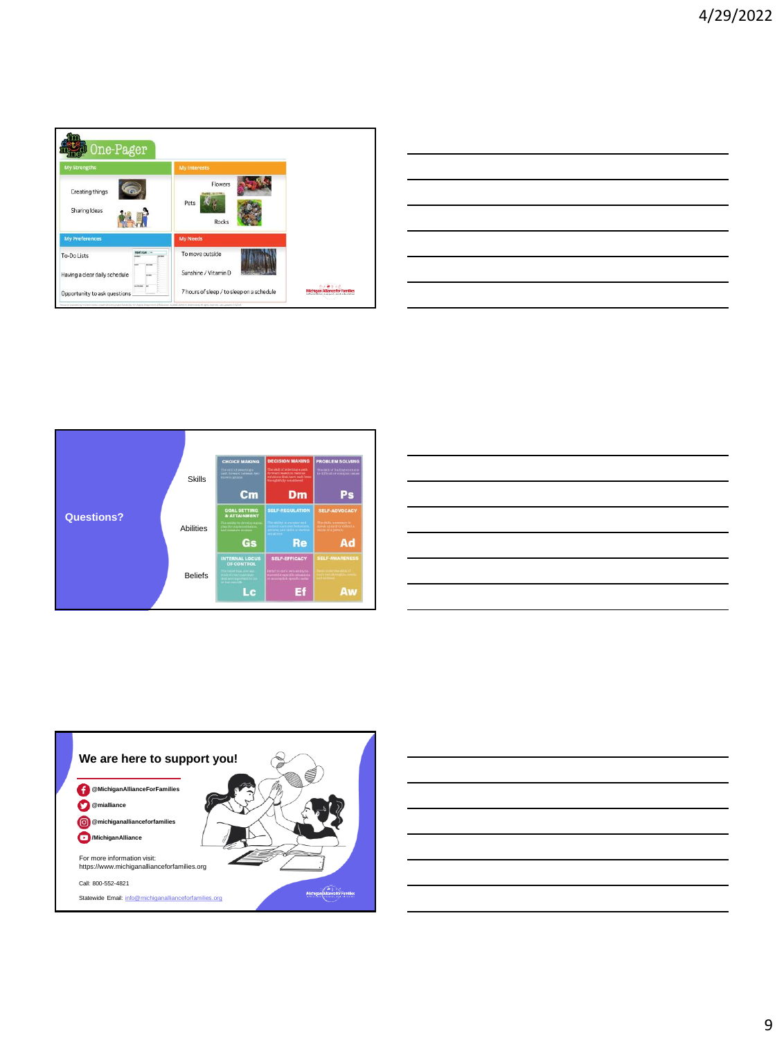## One-Pager

**My Strengths**
- Creating things
- Sharing Ideas

**My Interests**
- Flowers
- Pets
- Rocks

**My Preferences**
- To-Do Lists
- Having a clear daily schedule
- Opportunity to ask questions

**My Needs**
- To move outside
- Sunshine / Vitamin D
- 7 hours of sleep / to sleep on a schedule

---

## Questions?

| | | | |
|---|---|---|---|
| Skills | CHOICE MAKING **Cm** | DECISION MAKING **Dm** | PROBLEM SOLVING **Ps** |
| Abilities | GOAL SETTING & ATTAINMENT **Gs** | SELF-REGULATION **Re** | SELF-ADVOCACY **Ad** |
| Beliefs | INTERNAL LOCUS OF CONTROL **Lc** | SELF-EFFICACY **Ef** | SELF-AWARENESS **Aw** |

---

## We are here to support you!

- @MichiganAllianceForFamilies
- @mialliance
- @michiganallianceforfamilies
- /MichiganAlliance

For more information visit:
https://www.michiganallianceforfamilies.org

Call: 800-552-4821

Statewide Email: info@michiganallianceforfamilies.org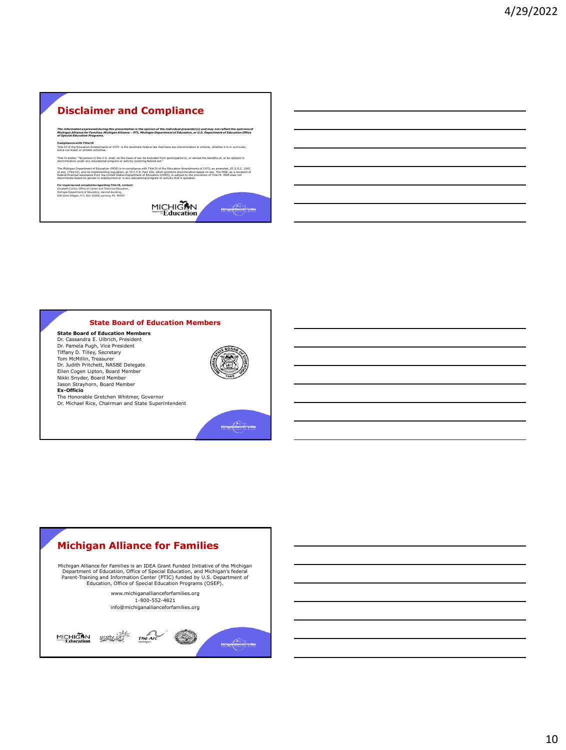## Disclaimer and Compliance

***The information expressed during this presentation is the opinion of the individual presenter(s) and may not reflect the opinions of Michigan Alliance for Families, Michigan Alliance – PTI, Michigan Department of Education, or U.S. Department of Education Office of Special Education Programs.***

**Compliance with Title IX**
Title IX of the Education Amendments of 1972 is the landmark federal law that bans sex discrimination in schools, whether it is in curricular, extra-curricular or athletic activities.

Title IX states: "No person in the U.S. shall, on the basis of sex be excluded from participation in, or denied the benefits of, or be subject to discrimination under any educational program or activity receiving federal aid."

The Michigan Department of Education (MDE) is in compliance with Title IX of the Education Amendments of 1972, as amended, 20 U.S.C. 1681 et seq. (Title IX), and its implementing regulation, at 34 C.F.R. Part 106, which prohibits discrimination based on sex. The MDE, as a recipient of federal financial assistance from the United States Department of Education (USED), is subject to the provisions of Title IX. MDE does not discriminate based on gender in employment or in any educational program or activity that it operates.

**For inquiries and complaints regarding Title IX, contact:**
Elizabeth Collins, Office of Career and Technical Education,
Michigan Department of Education, Hannah Building,
608 West Allegan, P.O. Box 30008, Lansing, MI 48909

MICHIGAN Department of Education

## State Board of Education Members

**State Board of Education Members**
Dr. Cassandra E. Ulbrich, President
Dr. Pamela Pugh, Vice President
Tiffany D. Tilley, Secretary
Tom McMillin, Treasurer
Dr. Judith Pritchett, NASBE Delegate
Ellen Cogen Lipton, Board Member
Nikki Snyder, Board Member
Jason Strayhorn, Board Member
**Ex-Officio**
The Honorable Gretchen Whitmer, Governor
Dr. Michael Rice, Chairman and State Superintendent

## Michigan Alliance for Families

Michigan Alliance for Families is an IDEA Grant Funded Initiative of the Michigan Department of Education, Office of Special Education, and Michigan's federal Parent-Training and Information Center (PTIC) funded by U.S. Department of Education, Office of Special Education Programs (OSEP).

www.michiganallianceforfamilies.org
1-800-552-4821
info@michiganallianceforfamilies.org